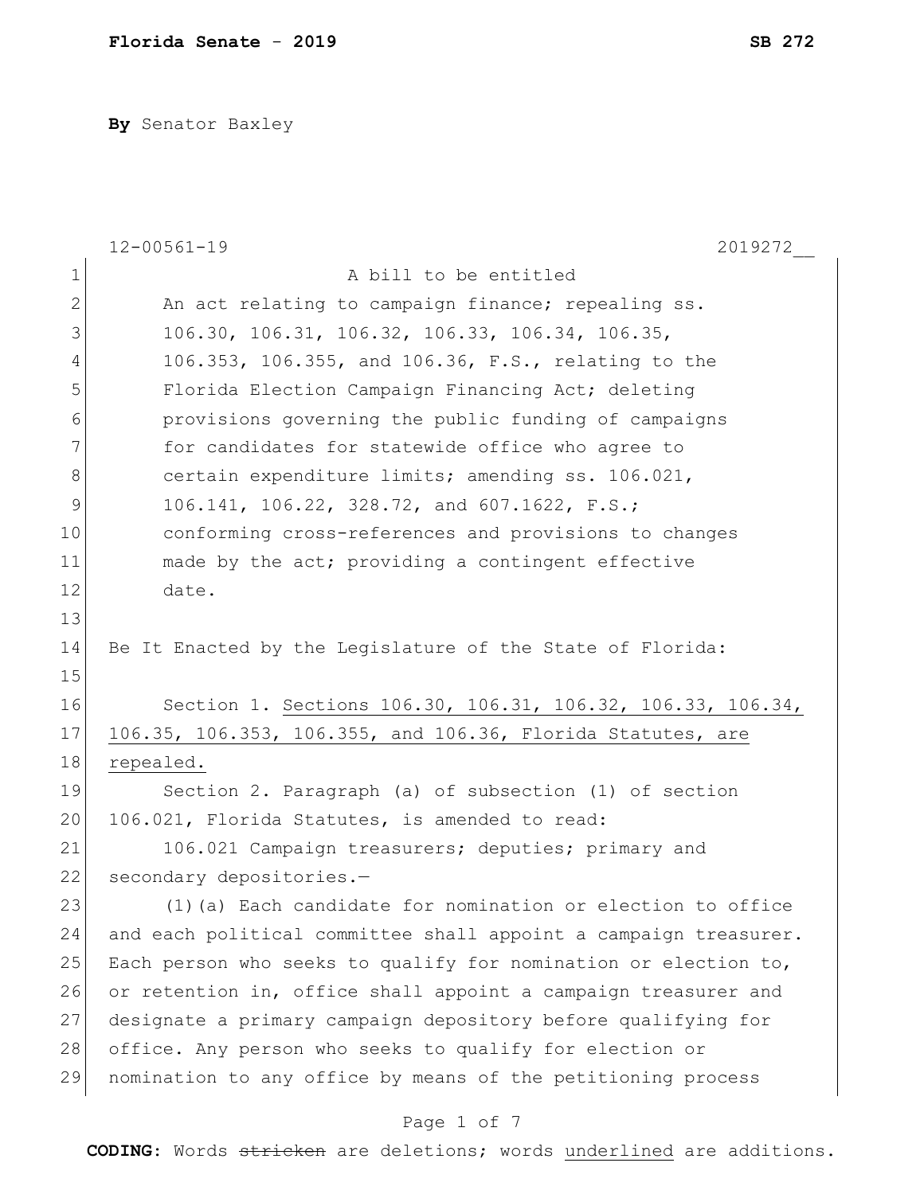**By** Senator Baxley

12-00561-19 2019272__

A bill to be entitled

An act relating to campaign finance; repealing ss. 106.30, 106.31, 106.32, 106.33, 106.34, 106.35, 106.353, 106.355, and 106.36, F.S., relating to the Florida Election Campaign Financing Act; deleting provisions governing the public funding of campaigns for candidates for statewide office who agree to certain expenditure limits; amending ss. 106.021, 106.141, 106.22, 328.72, and 607.1622, F.S.; conforming cross-references and provisions to changes made by the act; providing a contingent effective date.

Be It Enacted by the Legislature of the State of Florida:

Section 1. Sections 106.30, 106.31, 106.32, 106.33, 106.34, 106.35, 106.353, 106.355, and 106.36, Florida Statutes, are repealed.

Section 2. Paragraph (a) of subsection (1) of section 106.021, Florida Statutes, is amended to read:

106.021 Campaign treasurers; deputies; primary and secondary depositories.—

(1)(a) Each candidate for nomination or election to office and each political committee shall appoint a campaign treasurer. Each person who seeks to qualify for nomination or election to, or retention in, office shall appoint a campaign treasurer and designate a primary campaign depository before qualifying for office. Any person who seeks to qualify for election or nomination to any office by means of the petitioning process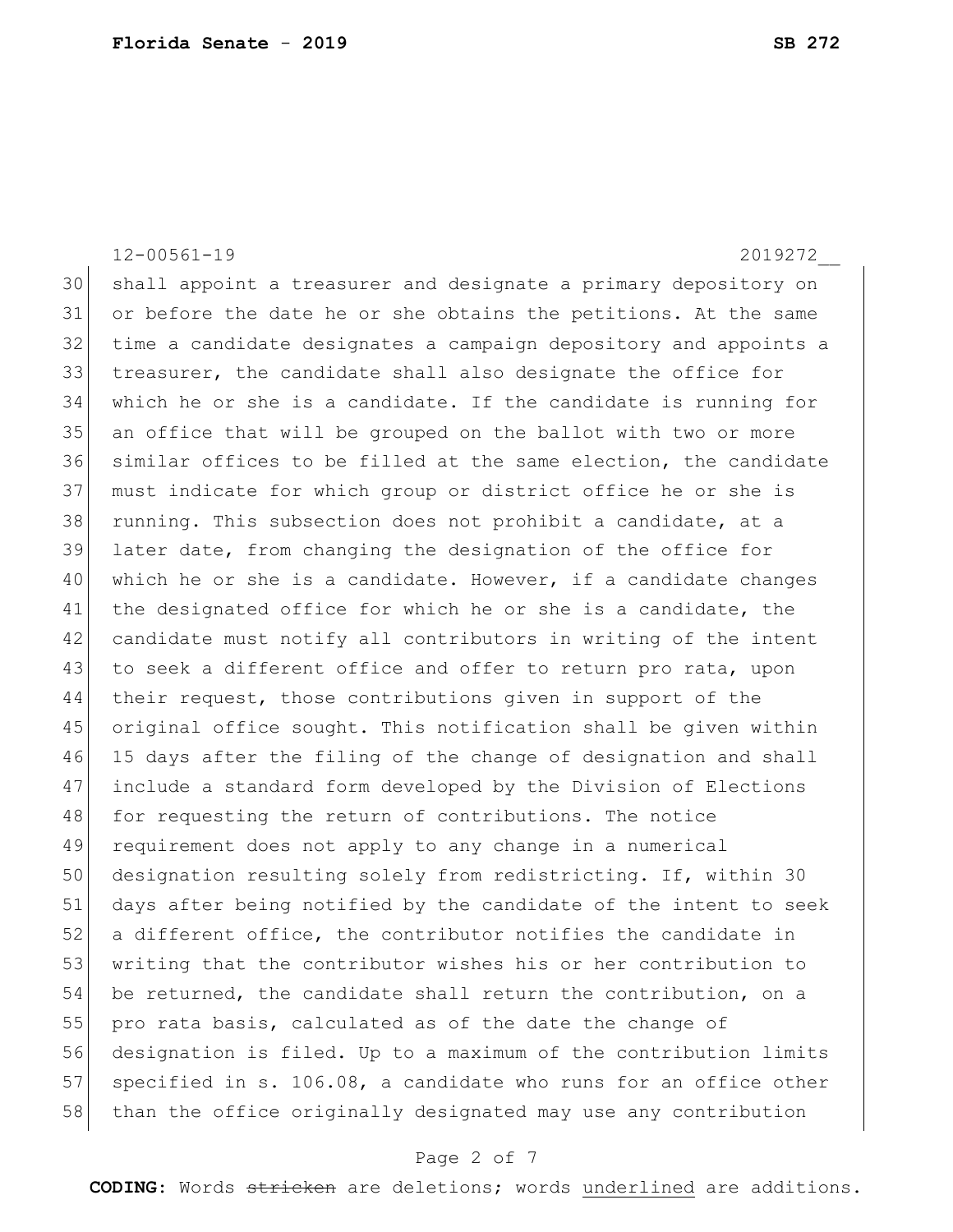shall appoint a treasurer and designate a primary depository on or before the date he or she obtains the petitions. At the same time a candidate designates a campaign depository and appoints a treasurer, the candidate shall also designate the office for which he or she is a candidate. If the candidate is running for an office that will be grouped on the ballot with two or more similar offices to be filled at the same election, the candidate must indicate for which group or district office he or she is running. This subsection does not prohibit a candidate, at a later date, from changing the designation of the office for which he or she is a candidate. However, if a candidate changes the designated office for which he or she is a candidate, the candidate must notify all contributors in writing of the intent to seek a different office and offer to return pro rata, upon their request, those contributions given in support of the original office sought. This notification shall be given within 15 days after the filing of the change of designation and shall include a standard form developed by the Division of Elections for requesting the return of contributions. The notice requirement does not apply to any change in a numerical designation resulting solely from redistricting. If, within 30 days after being notified by the candidate of the intent to seek a different office, the contributor notifies the candidate in writing that the contributor wishes his or her contribution to be returned, the candidate shall return the contribution, on a pro rata basis, calculated as of the date the change of designation is filed. Up to a maximum of the contribution limits specified in s. 106.08, a candidate who runs for an office other than the office originally designated may use any contribution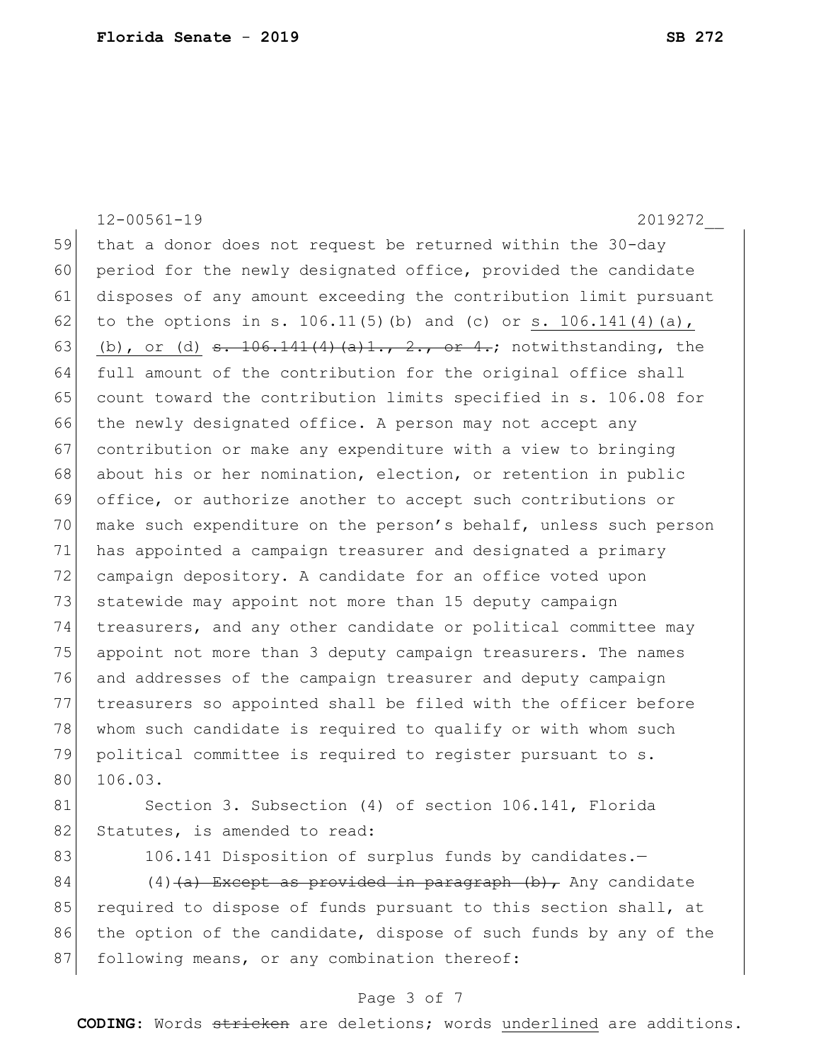12-00561-19 2019272__

59 that a donor does not request be returned within the 30-day
60 period for the newly designated office, provided the candidate
61 disposes of any amount exceeding the contribution limit pursuant
62 to the options in s. 106.11(5)(b) and (c) or <u>s. 106.141(4)(a),</u>
63 <u>(b), or (d)</u> ~~s. 106.141(4)(a)1., 2., or 4.~~; notwithstanding, the
64 full amount of the contribution for the original office shall
65 count toward the contribution limits specified in s. 106.08 for
66 the newly designated office. A person may not accept any
67 contribution or make any expenditure with a view to bringing
68 about his or her nomination, election, or retention in public
69 office, or authorize another to accept such contributions or
70 make such expenditure on the person's behalf, unless such person
71 has appointed a campaign treasurer and designated a primary
72 campaign depository. A candidate for an office voted upon
73 statewide may appoint not more than 15 deputy campaign
74 treasurers, and any other candidate or political committee may
75 appoint not more than 3 deputy campaign treasurers. The names
76 and addresses of the campaign treasurer and deputy campaign
77 treasurers so appointed shall be filed with the officer before
78 whom such candidate is required to qualify or with whom such
79 political committee is required to register pursuant to s.
80 106.03.

81 Section 3. Subsection (4) of section 106.141, Florida
82 Statutes, is amended to read:

83 106.141 Disposition of surplus funds by candidates.—

84 (4)~~(a) Except as provided in paragraph (b),~~ Any candidate
85 required to dispose of funds pursuant to this section shall, at
86 the option of the candidate, dispose of such funds by any of the
87 following means, or any combination thereof:

**CODING:** Words ~~stricken~~ are deletions; words <u>underlined</u> are additions.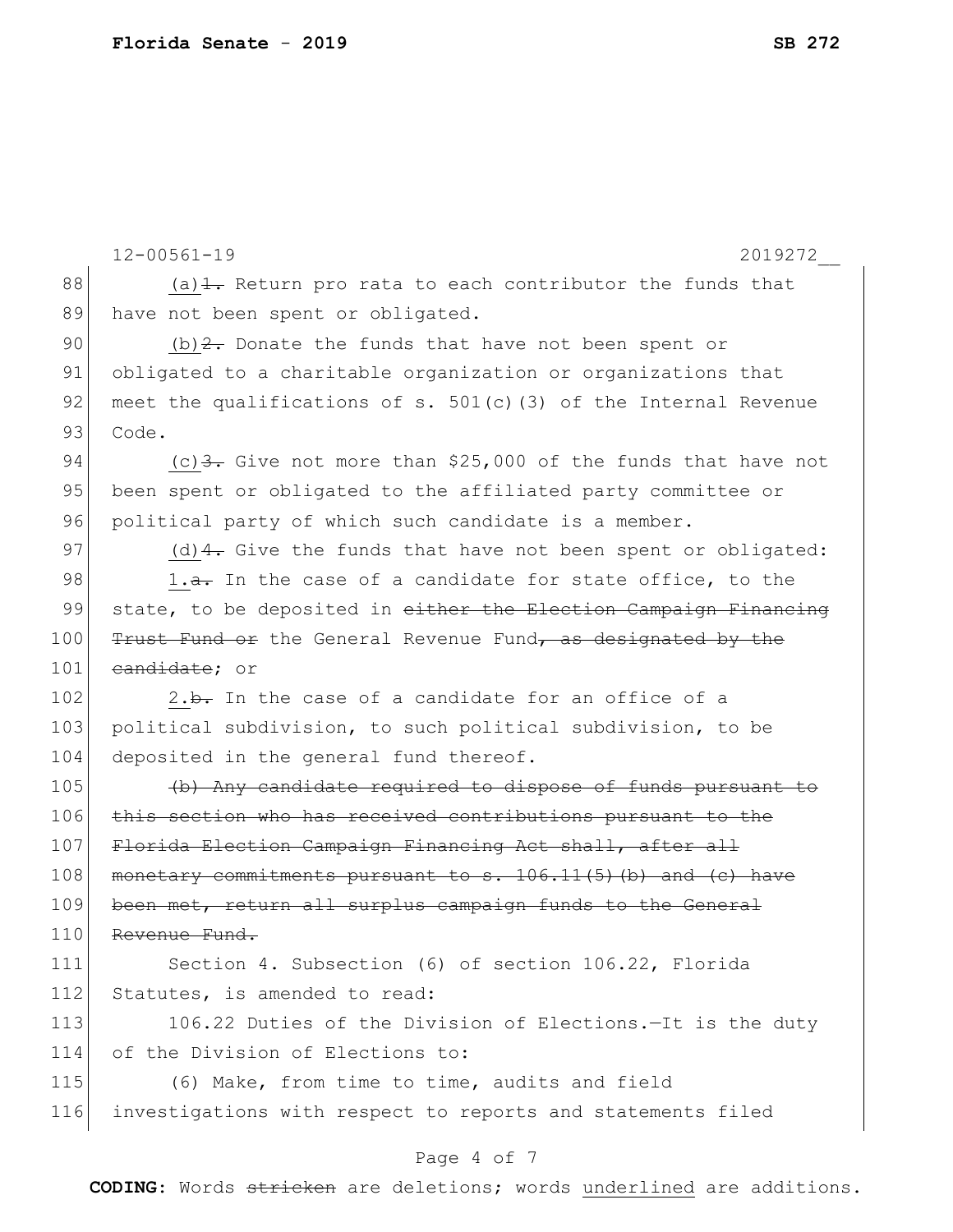<u>(a)</u>~~1.~~ Return pro rata to each contributor the funds that have not been spent or obligated.

<u>(b)</u>~~2.~~ Donate the funds that have not been spent or obligated to a charitable organization or organizations that meet the qualifications of s. 501(c)(3) of the Internal Revenue Code.

<u>(c)</u>~~3.~~ Give not more than $25,000 of the funds that have not been spent or obligated to the affiliated party committee or political party of which such candidate is a member.

<u>(d)</u>~~4.~~ Give the funds that have not been spent or obligated:

<u>1.</u>~~a.~~ In the case of a candidate for state office, to the state, to be deposited in ~~either the Election Campaign Financing Trust Fund or~~ the General Revenue Fund~~, as designated by the candidate~~; or

<u>2.</u>~~b.~~ In the case of a candidate for an office of a political subdivision, to such political subdivision, to be deposited in the general fund thereof.

~~(b) Any candidate required to dispose of funds pursuant to this section who has received contributions pursuant to the Florida Election Campaign Financing Act shall, after all monetary commitments pursuant to s. 106.11(5)(b) and (c) have been met, return all surplus campaign funds to the General Revenue Fund.~~

Section 4. Subsection (6) of section 106.22, Florida Statutes, is amended to read:

106.22 Duties of the Division of Elections.—It is the duty of the Division of Elections to:

(6) Make, from time to time, audits and field investigations with respect to reports and statements filed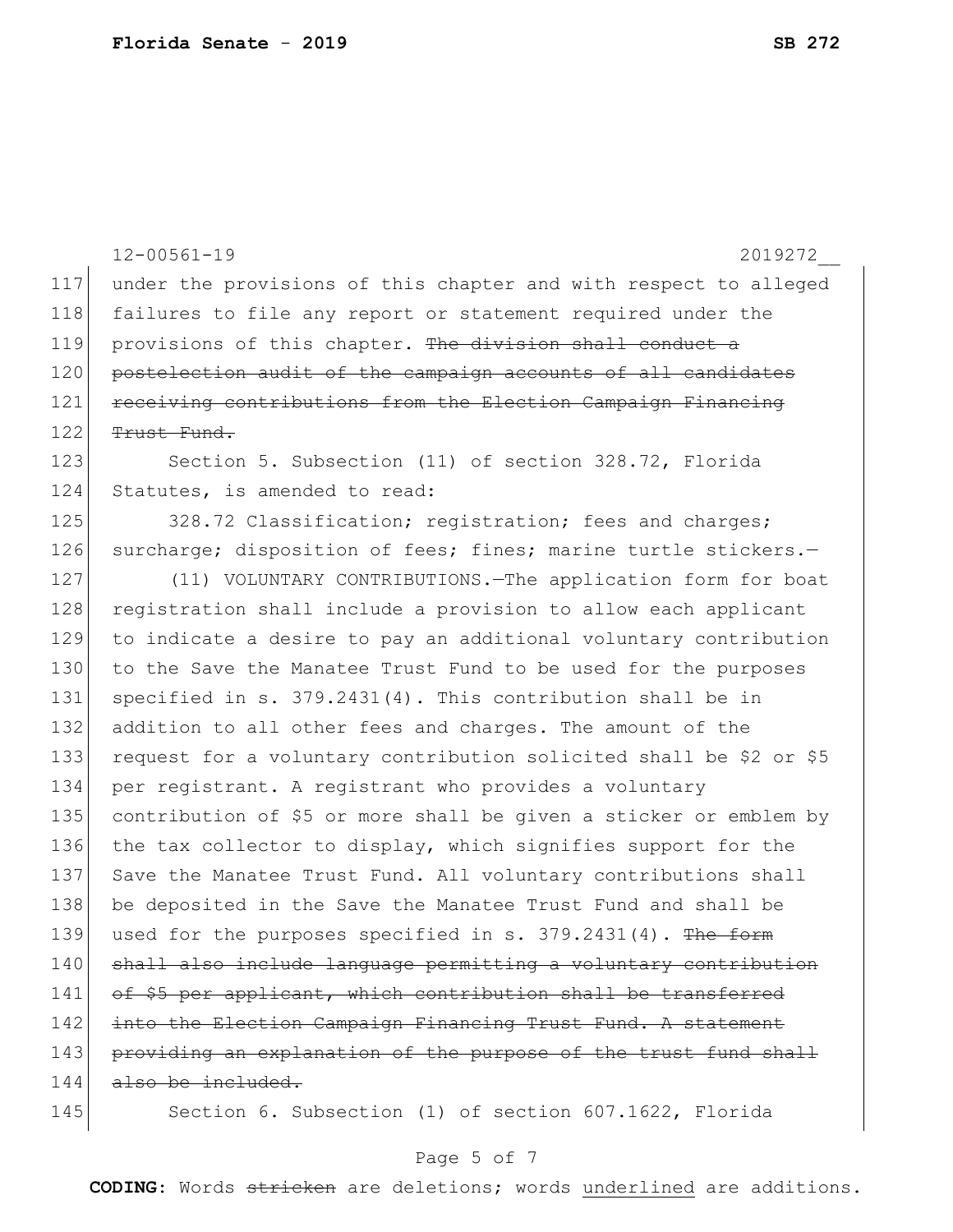12-00561-19 2019272__

117 under the provisions of this chapter and with respect to alleged
118 failures to file any report or statement required under the
119 provisions of this chapter. ~~The division shall conduct a~~
120 ~~postelection audit of the campaign accounts of all candidates~~
121 ~~receiving contributions from the Election Campaign Financing~~
122 ~~Trust Fund.~~

123 Section 5. Subsection (11) of section 328.72, Florida
124 Statutes, is amended to read:

125 328.72 Classification; registration; fees and charges;
126 surcharge; disposition of fees; fines; marine turtle stickers.—

127 (11) VOLUNTARY CONTRIBUTIONS.—The application form for boat
128 registration shall include a provision to allow each applicant
129 to indicate a desire to pay an additional voluntary contribution
130 to the Save the Manatee Trust Fund to be used for the purposes
131 specified in s. 379.2431(4). This contribution shall be in
132 addition to all other fees and charges. The amount of the
133 request for a voluntary contribution solicited shall be $2 or $5
134 per registrant. A registrant who provides a voluntary
135 contribution of $5 or more shall be given a sticker or emblem by
136 the tax collector to display, which signifies support for the
137 Save the Manatee Trust Fund. All voluntary contributions shall
138 be deposited in the Save the Manatee Trust Fund and shall be
139 used for the purposes specified in s. 379.2431(4). ~~The form~~
140 ~~shall also include language permitting a voluntary contribution~~
141 ~~of $5 per applicant, which contribution shall be transferred~~
142 ~~into the Election Campaign Financing Trust Fund. A statement~~
143 ~~providing an explanation of the purpose of the trust fund shall~~
144 ~~also be included.~~

145 Section 6. Subsection (1) of section 607.1622, Florida

**CODING:** Words ~~stricken~~ are deletions; words <u>underlined</u> are additions.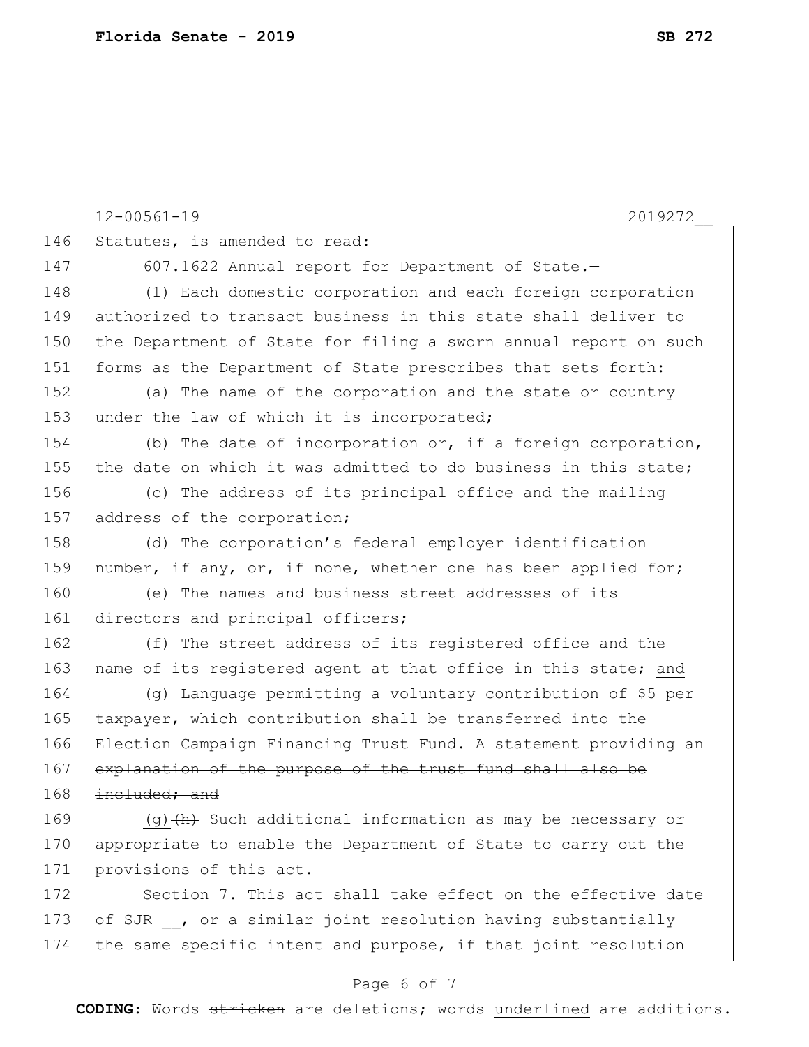Statutes, is amended to read:

607.1622 Annual report for Department of State.—

(1) Each domestic corporation and each foreign corporation authorized to transact business in this state shall deliver to the Department of State for filing a sworn annual report on such forms as the Department of State prescribes that sets forth:

(a) The name of the corporation and the state or country under the law of which it is incorporated;

(b) The date of incorporation or, if a foreign corporation, the date on which it was admitted to do business in this state;

(c) The address of its principal office and the mailing address of the corporation;

(d) The corporation's federal employer identification number, if any, or, if none, whether one has been applied for;

(e) The names and business street addresses of its directors and principal officers;

(f) The street address of its registered office and the name of its registered agent at that office in this state; <u>and</u>

~~(g) Language permitting a voluntary contribution of $5 per taxpayer, which contribution shall be transferred into the Election Campaign Financing Trust Fund. A statement providing an explanation of the purpose of the trust fund shall also be included; and~~

<u>(g)</u>~~(h)~~ Such additional information as may be necessary or appropriate to enable the Department of State to carry out the provisions of this act.

Section 7. This act shall take effect on the effective date of SJR __, or a similar joint resolution having substantially the same specific intent and purpose, if that joint resolution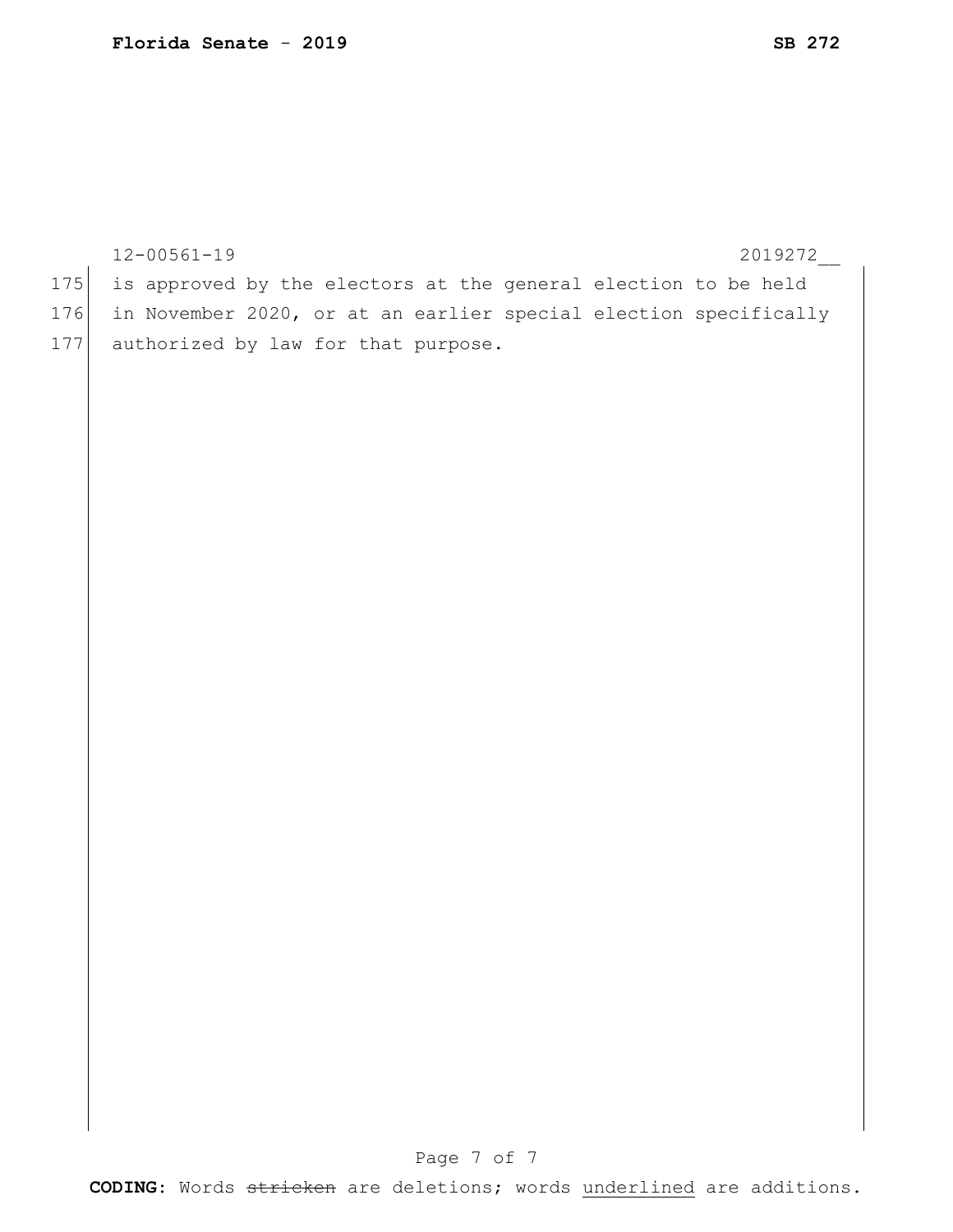is approved by the electors at the general election to be held in November 2020, or at an earlier special election specifically authorized by law for that purpose.